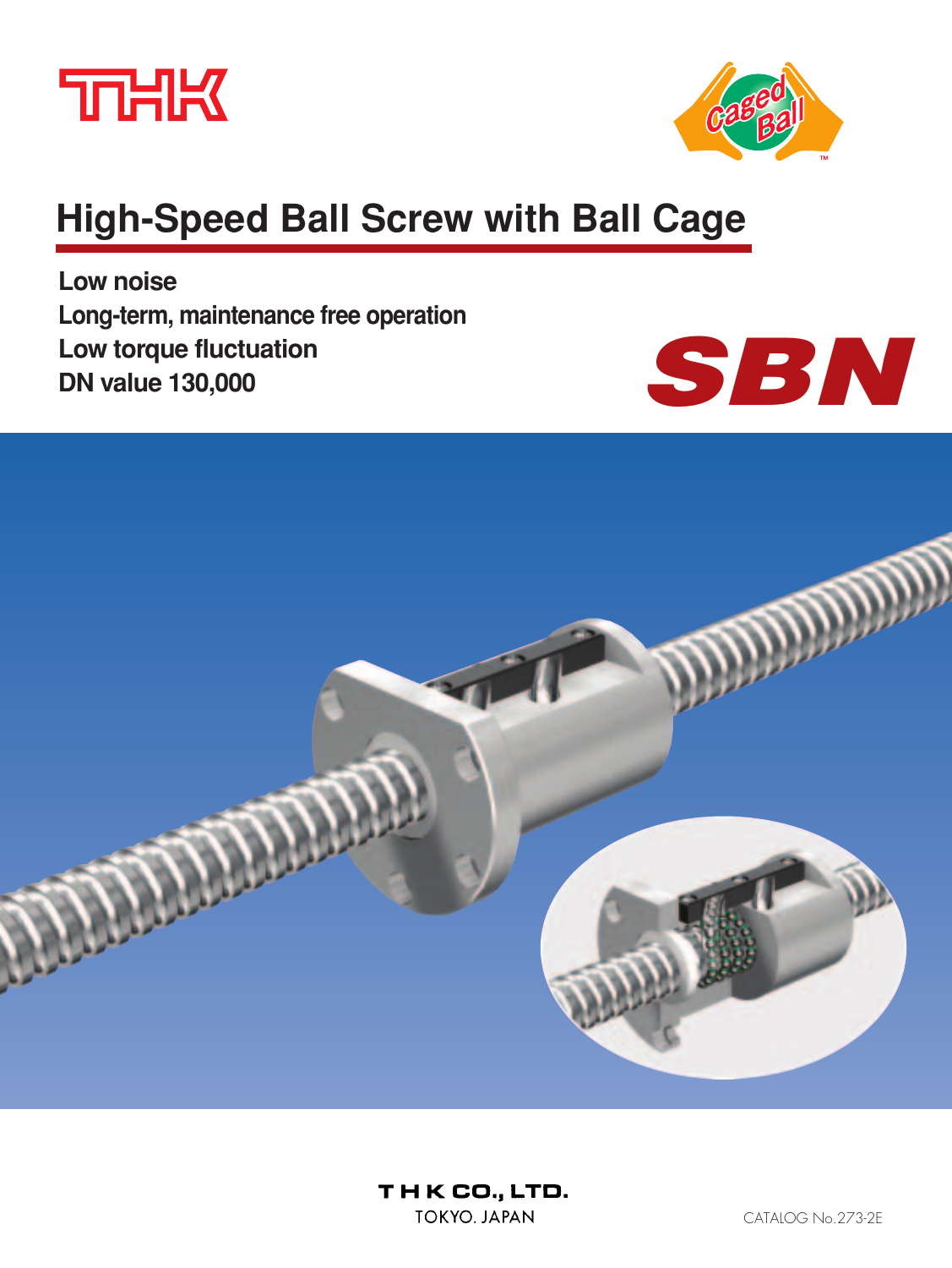THK

Caged Ball™

# High-Speed Ball Screw with Ball Cage

**Low noise**
**Long-term, maintenance free operation**
**Low torque fluctuation**
**DN value 130,000**

**SBN**

THK CO., LTD.
TOKYO. JAPAN

CATALOG No.273-2E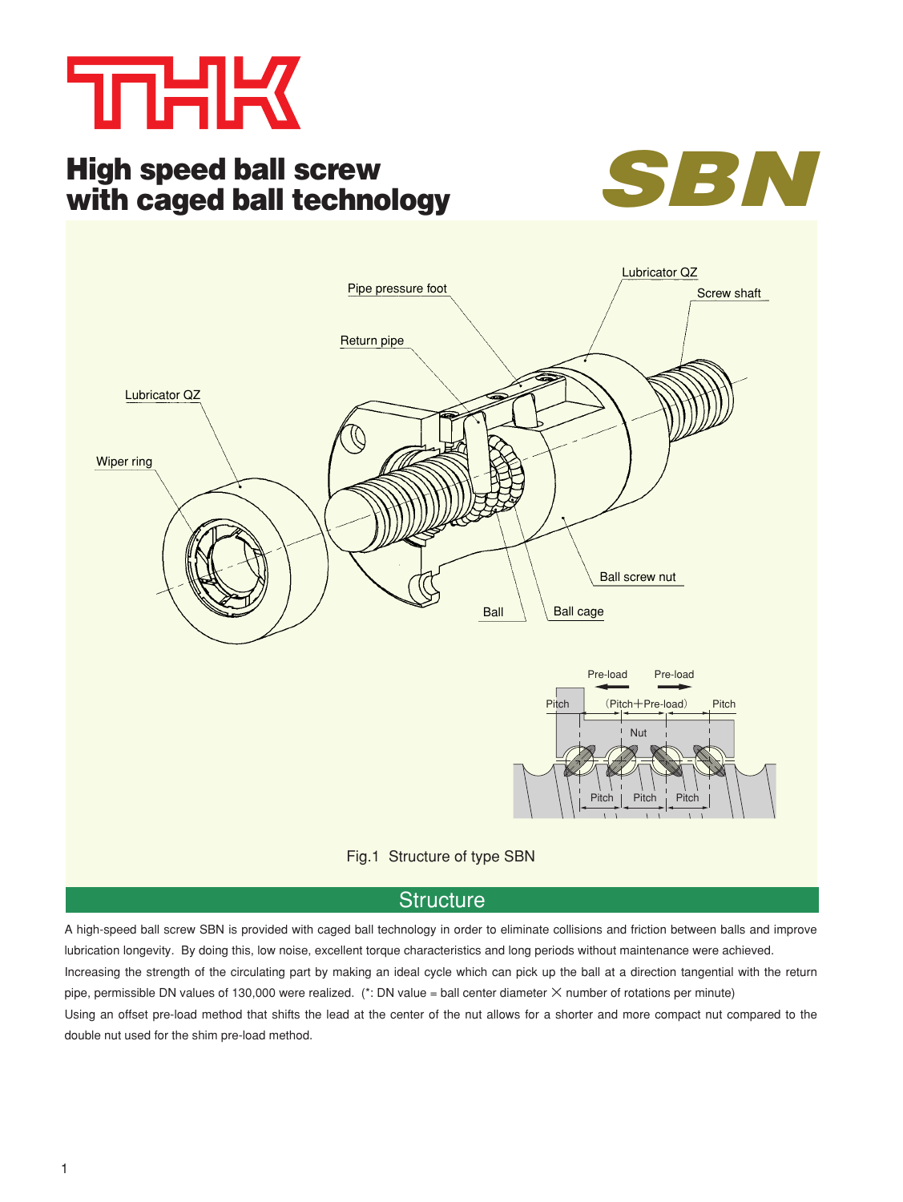# High speed ball screw with caged ball technology

# SBN

Fig.1 Structure of type SBN

## Structure

A high-speed ball screw SBN is provided with caged ball technology in order to eliminate collisions and friction between balls and improve lubrication longevity. By doing this, low noise, excellent torque characteristics and long periods without maintenance were achieved.

Increasing the strength of the circulating part by making an ideal cycle which can pick up the ball at a direction tangential with the return pipe, permissible DN values of 130,000 were realized. (*: DN value = ball center diameter × number of rotations per minute)

Using an offset pre-load method that shifts the lead at the center of the nut allows for a shorter and more compact nut compared to the double nut used for the shim pre-load method.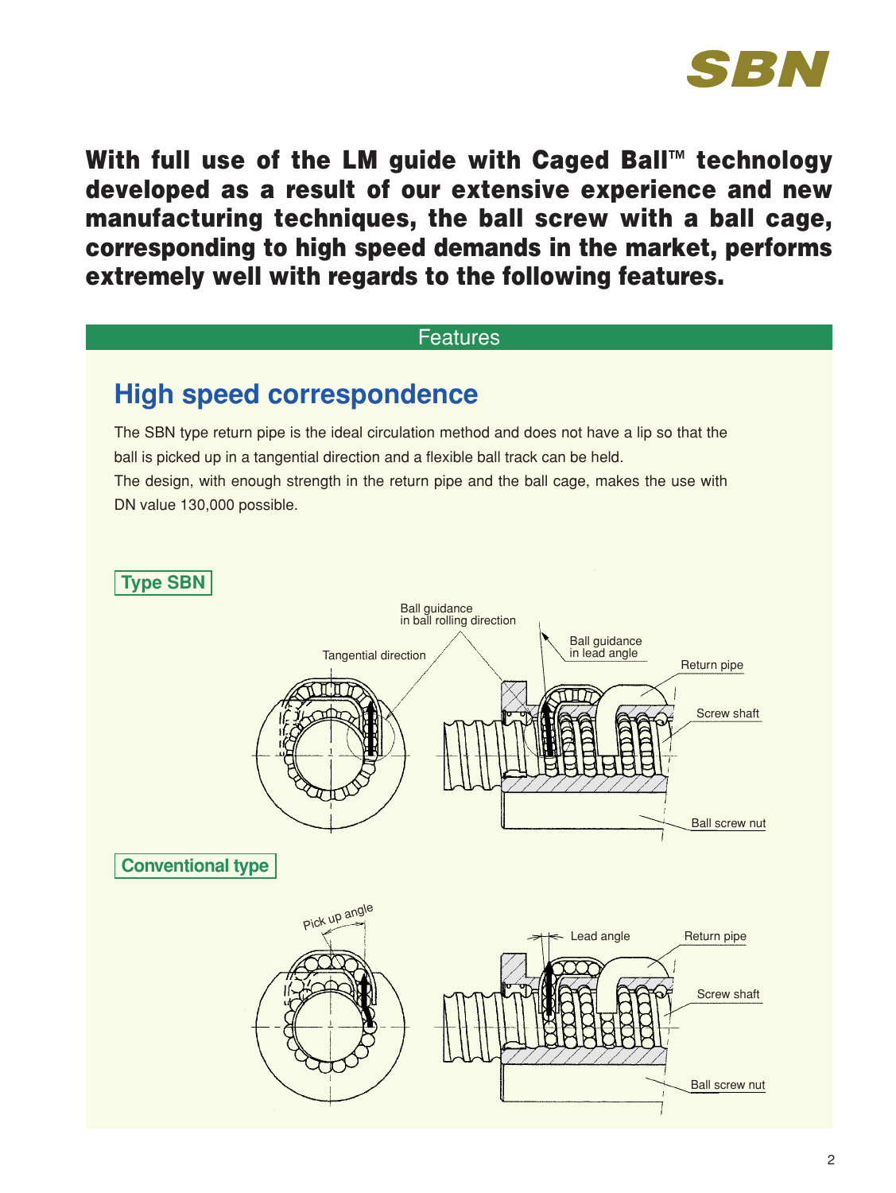With full use of the LM guide with Caged Ball™ technology developed as a result of our extensive experience and new manufacturing techniques, the ball screw with a ball cage, corresponding to high speed demands in the market, performs extremely well with regards to the following features.

## Features

### High speed correspondence

The SBN type return pipe is the ideal circulation method and does not have a lip so that the ball is picked up in a tangential direction and a flexible ball track can be held.

The design, with enough strength in the return pipe and the ball cage, makes the use with DN value 130,000 possible.

**Type SBN**

Ball guidance in ball rolling direction

Tangential direction

Ball guidance in lead angle

Return pipe

Screw shaft

Ball screw nut

**Conventional type**

Pick up angle

Lead angle

Return pipe

Screw shaft

Ball screw nut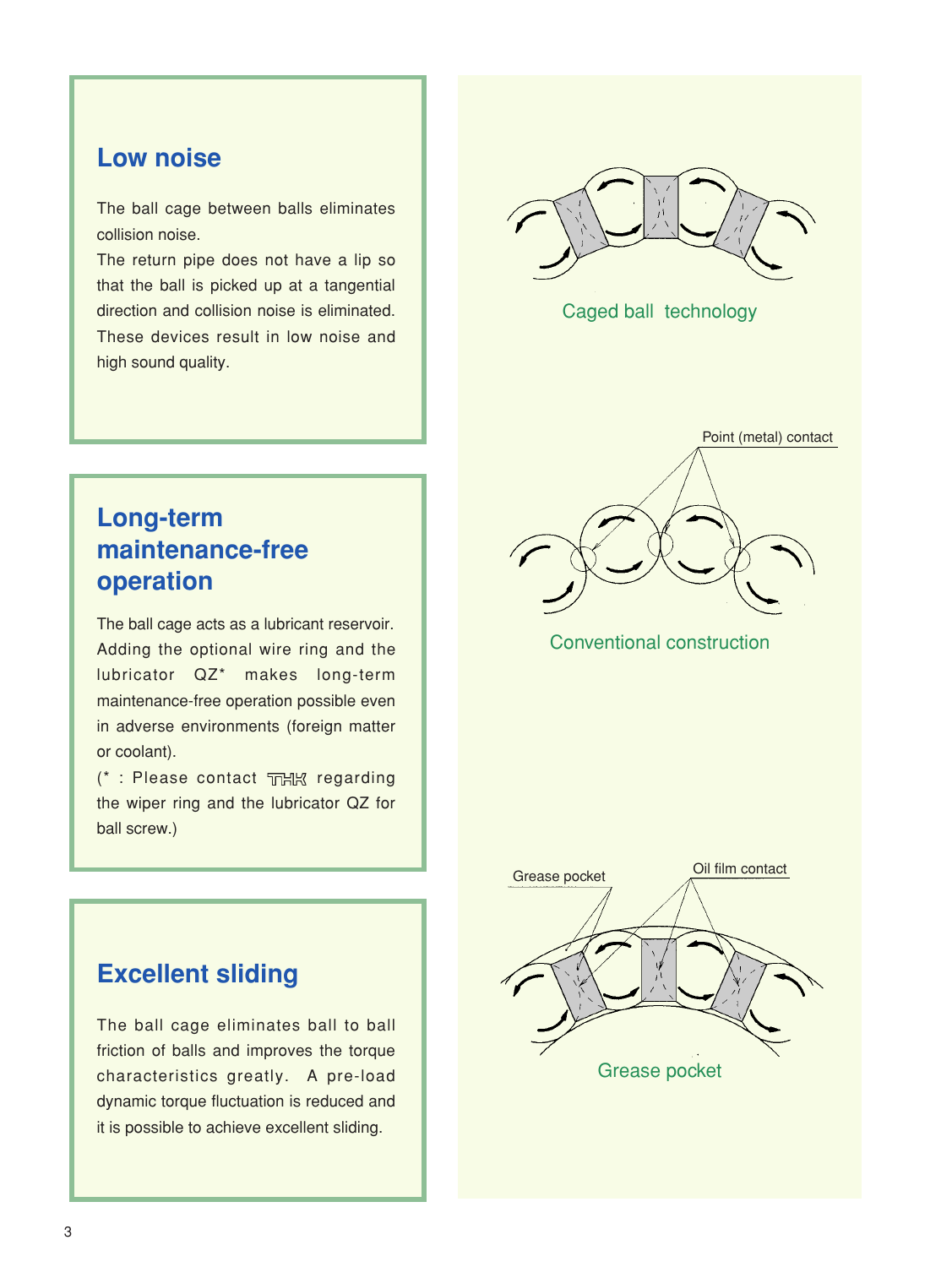## Low noise

The ball cage between balls eliminates collision noise.
The return pipe does not have a lip so that the ball is picked up at a tangential direction and collision noise is eliminated. These devices result in low noise and high sound quality.

## Long-term maintenance-free operation

The ball cage acts as a lubricant reservoir. Adding the optional wire ring and the lubricator QZ* makes long-term maintenance-free operation possible even in adverse environments (foreign matter or coolant).
(* : Please contact THK regarding the wiper ring and the lubricator QZ for ball screw.)

## Excellent sliding

The ball cage eliminates ball to ball friction of balls and improves the torque characteristics greatly. A pre-load dynamic torque fluctuation is reduced and it is possible to achieve excellent sliding.

Caged ball technology

Point (metal) contact

Conventional construction

Grease pocket

Oil film contact

Grease pocket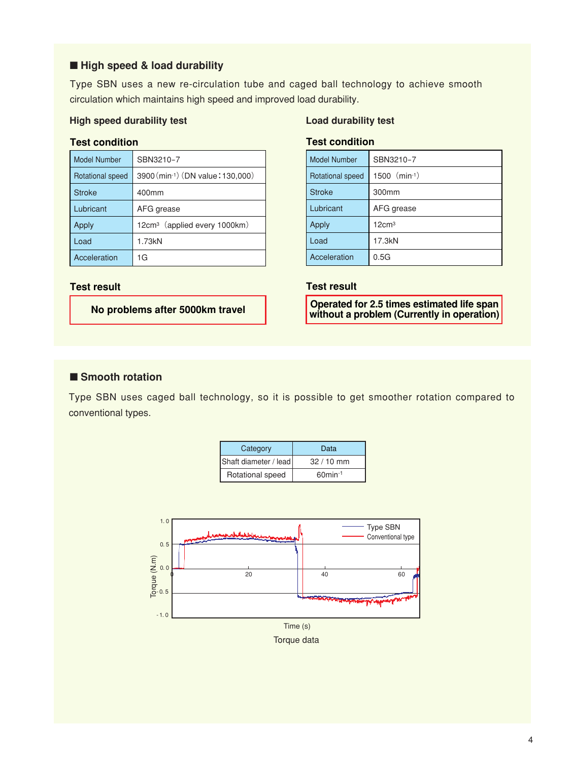## ■ High speed & load durability

Type SBN uses a new re-circulation tube and caged ball technology to achieve smooth circulation which maintains high speed and improved load durability.

### High speed durability test

**Test condition**

| Model Number | SBN3210-7 |
|---|---|
| Rotational speed | 3900 ($min^{-1}$) (DN value：130,000) |
| Stroke | 400mm |
| Lubricant | AFG grease |
| Apply | $12cm^3$ (applied every 1000km) |
| Load | 1.73kN |
| Acceleration | 1G |

**Test result**

**No problems after 5000km travel**

### Load durability test

**Test condition**

| Model Number | SBN3210-7 |
|---|---|
| Rotational speed | 1500 ($min^{-1}$) |
| Stroke | 300mm |
| Lubricant | AFG grease |
| Apply | $12cm^3$ |
| Load | 17.3kN |
| Acceleration | 0.5G |

**Test result**

**Operated for 2.5 times estimated life span without a problem (Currently in operation)**

## ■ Smooth rotation

Type SBN uses caged ball technology, so it is possible to get smoother rotation compared to conventional types.

| Category | Data |
|---|---|
| Shaft diameter / lead | 32 / 10 mm |
| Rotational speed | $60min^{-1}$ |

Torque data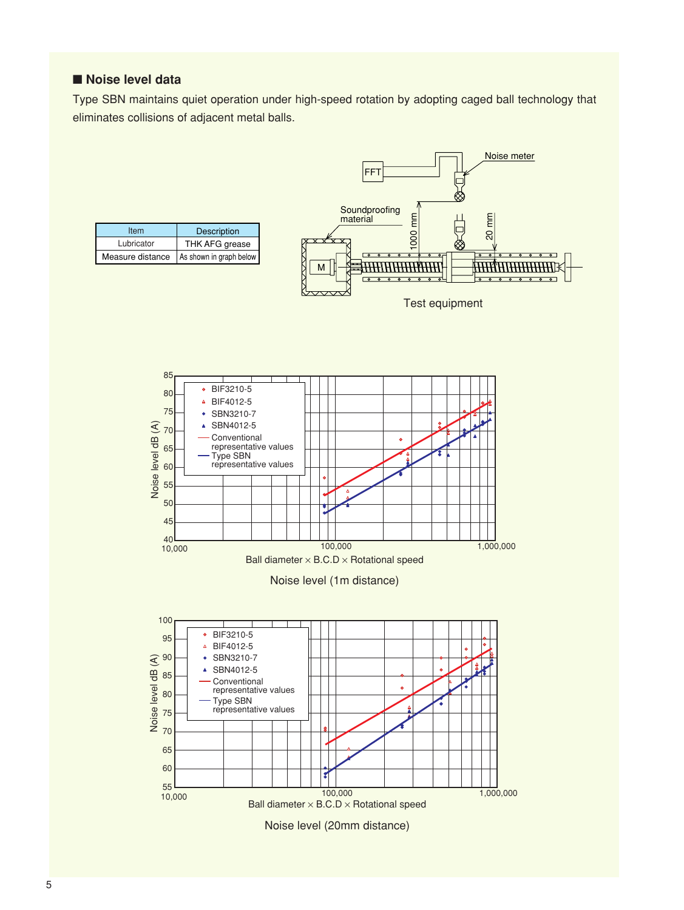## ■ Noise level data

Type SBN maintains quiet operation under high-speed rotation by adopting caged ball technology that eliminates collisions of adjacent metal balls.

| Item | Description |
|---|---|
| Lubricator | THK AFG grease |
| Measure distance | As shown in graph below |

Test equipment

Noise level (1m distance)

Noise level (20mm distance)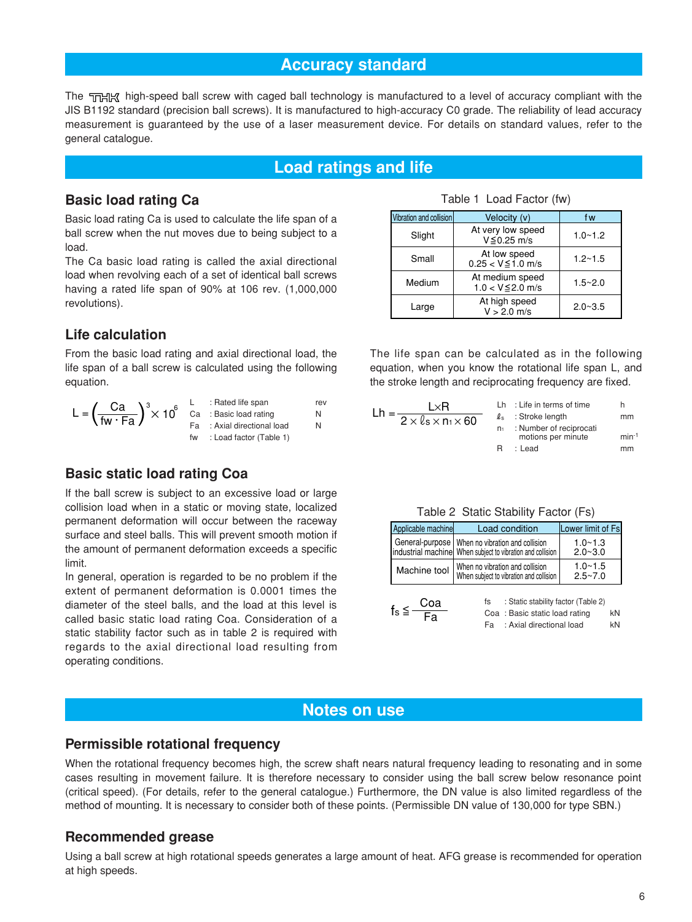# Accuracy standard

The THK high-speed ball screw with caged ball technology is manufactured to a level of accuracy compliant with the JIS B1192 standard (precision ball screws). It is manufactured to high-accuracy C0 grade. The reliability of lead accuracy measurement is guaranteed by the use of a laser measurement device. For details on standard values, refer to the general catalogue.

# Load ratings and life

## Basic load rating Ca

Basic load rating Ca is used to calculate the life span of a ball screw when the nut moves due to being subject to a load.

The Ca basic load rating is called the axial directional load when revolving each of a set of identical ball screws having a rated life span of 90% at 106 rev. (1,000,000 revolutions).

Table 1 Load Factor (fw)

| Vibration and collision | Velocity (v) | fw |
|---|---|---|
| Slight | At very low speed $V \leqq 0.25$ m/s | 1.0~1.2 |
| Small | At low speed $0.25 < V \leqq 1.0$ m/s | 1.2~1.5 |
| Medium | At medium speed $1.0 < V \leqq 2.0$ m/s | 1.5~2.0 |
| Large | At high speed $V > 2.0$ m/s | 2.0~3.5 |

## Life calculation

From the basic load rating and axial directional load, the life span of a ball screw is calculated using the following equation.

$$L = \left(\frac{Ca}{fw \cdot Fa}\right)^3 \times 10^6$$

| | | |
|---|---|---|
| L | : Rated life span | rev |
| Ca | : Basic load rating | N |
| Fa | : Axial directional load | N |
| fw | : Load factor (Table 1) | |

The life span can be calculated as in the following equation, when you know the rotational life span L, and the stroke length and reciprocating frequency are fixed.

$$Lh = \frac{L \times R}{2 \times \ell_s \times n_1 \times 60}$$

| | | |
|---|---|---|
| Lh | : Life in terms of time | h |
| $\ell_s$ | : Stroke length | mm |
| $n_1$ | : Number of reciprocati motions per minute | min$^{-1}$ |
| R | : Lead | mm |

## Basic static load rating Coa

If the ball screw is subject to an excessive load or large collision load when in a static or moving state, localized permanent deformation will occur between the raceway surface and steel balls. This will prevent smooth motion if the amount of permanent deformation exceeds a specific limit.

In general, operation is regarded to be no problem if the extent of permanent deformation is 0.0001 times the diameter of the steel balls, and the load at this level is called basic static load rating Coa. Consideration of a static stability factor such as in table 2 is required with regards to the axial directional load resulting from operating conditions.

Table 2 Static Stability Factor (Fs)

| Applicable machine | Load condition | Lower limit of Fs |
|---|---|---|
| General-purpose industrial machine | When no vibration and collision | 1.0~1.3 |
| | When subject to vibration and collision | 2.0~3.0 |
| Machine tool | When no vibration and collision | 1.0~1.5 |
| | When subject to vibration and collision | 2.5~7.0 |

$$f_S \leqq \frac{Coa}{Fa}$$

| | | |
|---|---|---|
| fs | : Static stability factor (Table 2) | |
| Coa | : Basic static load rating | kN |
| Fa | : Axial directional load | kN |

# Notes on use

## Permissible rotational frequency

When the rotational frequency becomes high, the screw shaft nears natural frequency leading to resonating and in some cases resulting in movement failure. It is therefore necessary to consider using the ball screw below resonance point (critical speed). (For details, refer to the general catalogue.) Furthermore, the DN value is also limited regardless of the method of mounting. It is necessary to consider both of these points. (Permissible DN value of 130,000 for type SBN.)

## Recommended grease

Using a ball screw at high rotational speeds generates a large amount of heat. AFG grease is recommended for operation at high speeds.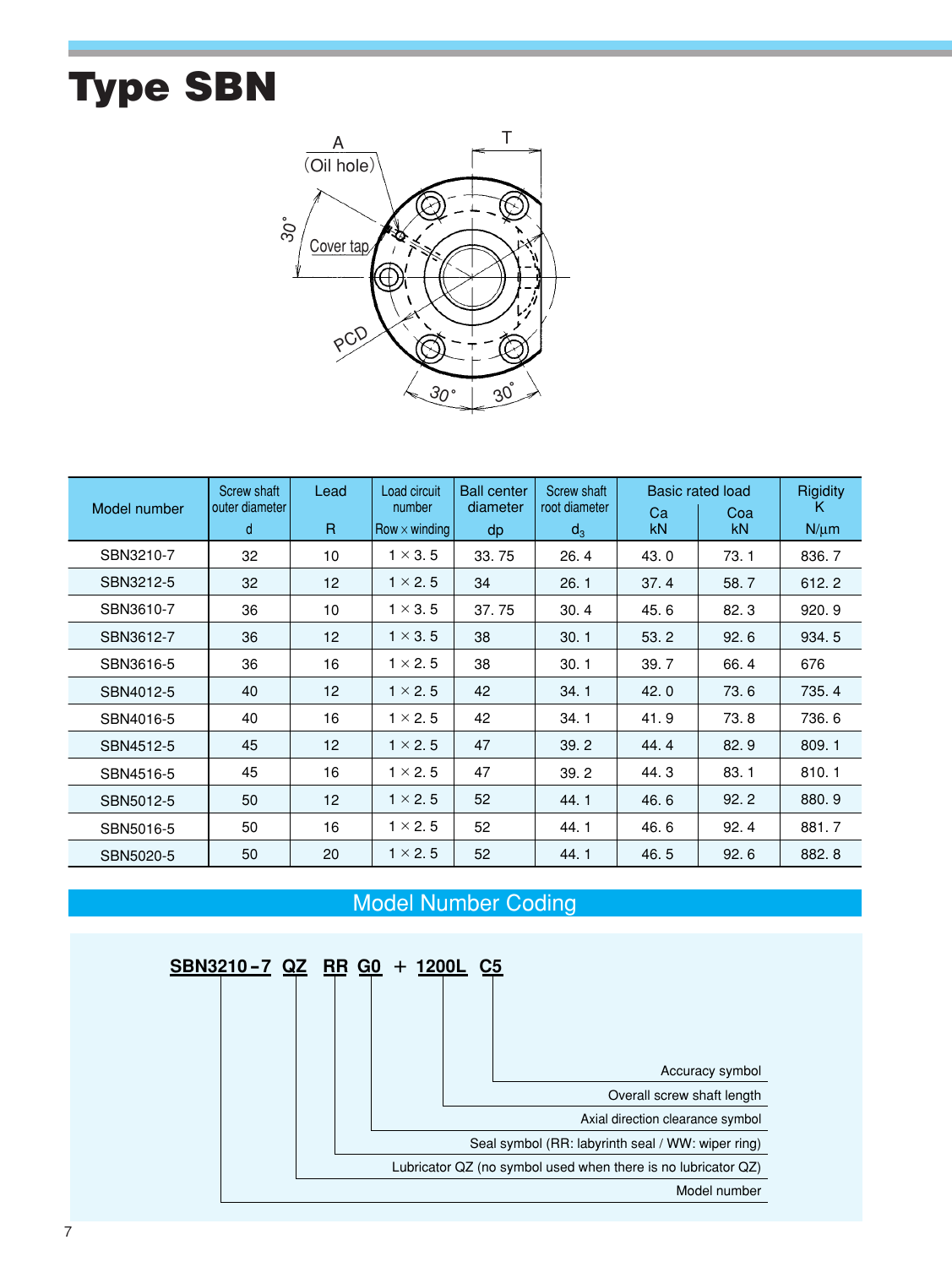# Type SBN

| Model number | Screw shaft outer diameter d | Lead R | Load circuit number Row × winding | Ball center diameter dp | Screw shaft root diameter $d_3$ | Basic rated load Ca kN | Coa kN | Rigidity K N/μm |
|---|---|---|---|---|---|---|---|---|
| SBN3210-7 | 32 | 10 | 1 × 3. 5 | 33. 75 | 26. 4 | 43. 0 | 73. 1 | 836. 7 |
| SBN3212-5 | 32 | 12 | 1 × 2. 5 | 34 | 26. 1 | 37. 4 | 58. 7 | 612. 2 |
| SBN3610-7 | 36 | 10 | 1 × 3. 5 | 37. 75 | 30. 4 | 45. 6 | 82. 3 | 920. 9 |
| SBN3612-7 | 36 | 12 | 1 × 3. 5 | 38 | 30. 1 | 53. 2 | 92. 6 | 934. 5 |
| SBN3616-5 | 36 | 16 | 1 × 2. 5 | 38 | 30. 1 | 39. 7 | 66. 4 | 676 |
| SBN4012-5 | 40 | 12 | 1 × 2. 5 | 42 | 34. 1 | 42. 0 | 73. 6 | 735. 4 |
| SBN4016-5 | 40 | 16 | 1 × 2. 5 | 42 | 34. 1 | 41. 9 | 73. 8 | 736. 6 |
| SBN4512-5 | 45 | 12 | 1 × 2. 5 | 47 | 39. 2 | 44. 4 | 82. 9 | 809. 1 |
| SBN4516-5 | 45 | 16 | 1 × 2. 5 | 47 | 39. 2 | 44. 3 | 83. 1 | 810. 1 |
| SBN5012-5 | 50 | 12 | 1 × 2. 5 | 52 | 44. 1 | 46. 6 | 92. 2 | 880. 9 |
| SBN5016-5 | 50 | 16 | 1 × 2. 5 | 52 | 44. 1 | 46. 6 | 92. 4 | 881. 7 |
| SBN5020-5 | 50 | 20 | 1 × 2. 5 | 52 | 44. 1 | 46. 5 | 92. 6 | 882. 8 |

## Model Number Coding

**SBN3210－7 QZ RR G0 ＋ 1200L C5**

- SBN3210－7: Model number
- QZ: Lubricator QZ (no symbol used when there is no lubricator QZ)
- RR: Seal symbol (RR: labyrinth seal / WW: wiper ring)
- G0: Axial direction clearance symbol
- 1200L: Overall screw shaft length
- C5: Accuracy symbol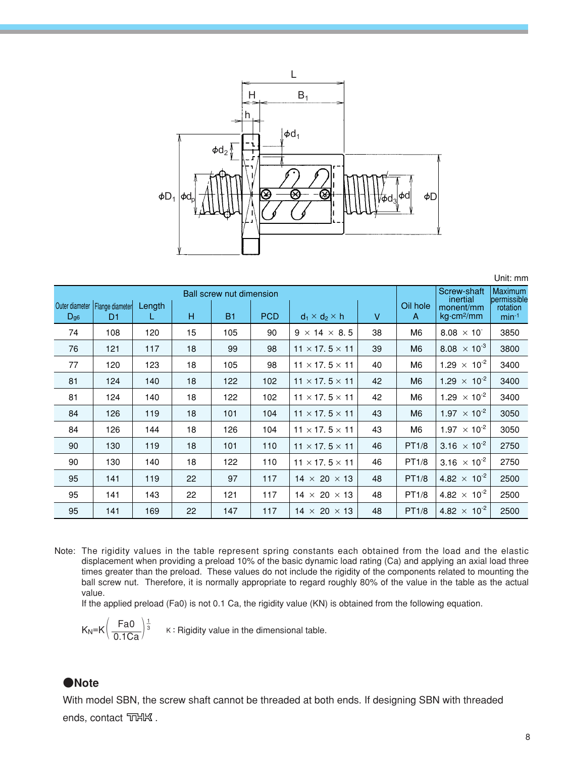Unit: mm

| Ball screw nut dimension | | | | | | | | Oil hole | Screw-shaft inertial moment/mm | Maximum permissible rotation |
|---|---|---|---|---|---|---|---|---|---|---|
| Outer diameter $D_{g6}$ | Flange diameter D1 | Length L | H | B1 | PCD | $d_1 \times d_2 \times h$ | V | A | kg·cm²/mm | $min^{-1}$ |
| 74 | 108 | 120 | 15 | 105 | 90 | 9 × 14 × 8.5 | 38 | M6 | $8.08 \times 10^{-}$ | 3850 |
| 76 | 121 | 117 | 18 | 99 | 98 | 11 × 17.5 × 11 | 39 | M6 | $8.08 \times 10^{-3}$ | 3800 |
| 77 | 120 | 123 | 18 | 105 | 98 | 11 × 17.5 × 11 | 40 | M6 | $1.29 \times 10^{-2}$ | 3400 |
| 81 | 124 | 140 | 18 | 122 | 102 | 11 × 17.5 × 11 | 42 | M6 | $1.29 \times 10^{-2}$ | 3400 |
| 81 | 124 | 140 | 18 | 122 | 102 | 11 × 17.5 × 11 | 42 | M6 | $1.29 \times 10^{-2}$ | 3400 |
| 84 | 126 | 119 | 18 | 101 | 104 | 11 × 17.5 × 11 | 43 | M6 | $1.97 \times 10^{-2}$ | 3050 |
| 84 | 126 | 144 | 18 | 126 | 104 | 11 × 17.5 × 11 | 43 | M6 | $1.97 \times 10^{-2}$ | 3050 |
| 90 | 130 | 119 | 18 | 101 | 110 | 11 × 17.5 × 11 | 46 | PT1/8 | $3.16 \times 10^{-2}$ | 2750 |
| 90 | 130 | 140 | 18 | 122 | 110 | 11 × 17.5 × 11 | 46 | PT1/8 | $3.16 \times 10^{-2}$ | 2750 |
| 95 | 141 | 119 | 22 | 97 | 117 | 14 × 20 × 13 | 48 | PT1/8 | $4.82 \times 10^{-2}$ | 2500 |
| 95 | 141 | 143 | 22 | 121 | 117 | 14 × 20 × 13 | 48 | PT1/8 | $4.82 \times 10^{-2}$ | 2500 |
| 95 | 141 | 169 | 22 | 147 | 117 | 14 × 20 × 13 | 48 | PT1/8 | $4.82 \times 10^{-2}$ | 2500 |

Note: The rigidity values in the table represent spring constants each obtained from the load and the elastic displacement when providing a preload 10% of the basic dynamic load rating (Ca) and applying an axial load three times greater than the preload. These values do not include the rigidity of the components related to mounting the ball screw nut. Therefore, it is normally appropriate to regard roughly 80% of the value in the table as the actual value.
If the applied preload (Fa0) is not 0.1 Ca, the rigidity value (KN) is obtained from the following equation.

$$K_N = K\left(\frac{Fa0}{0.1Ca}\right)^{\frac{1}{3}}$$

K : Rigidity value in the dimensional table.

## ●Note

With model SBN, the screw shaft cannot be threaded at both ends. If designing SBN with threaded ends, contact THK .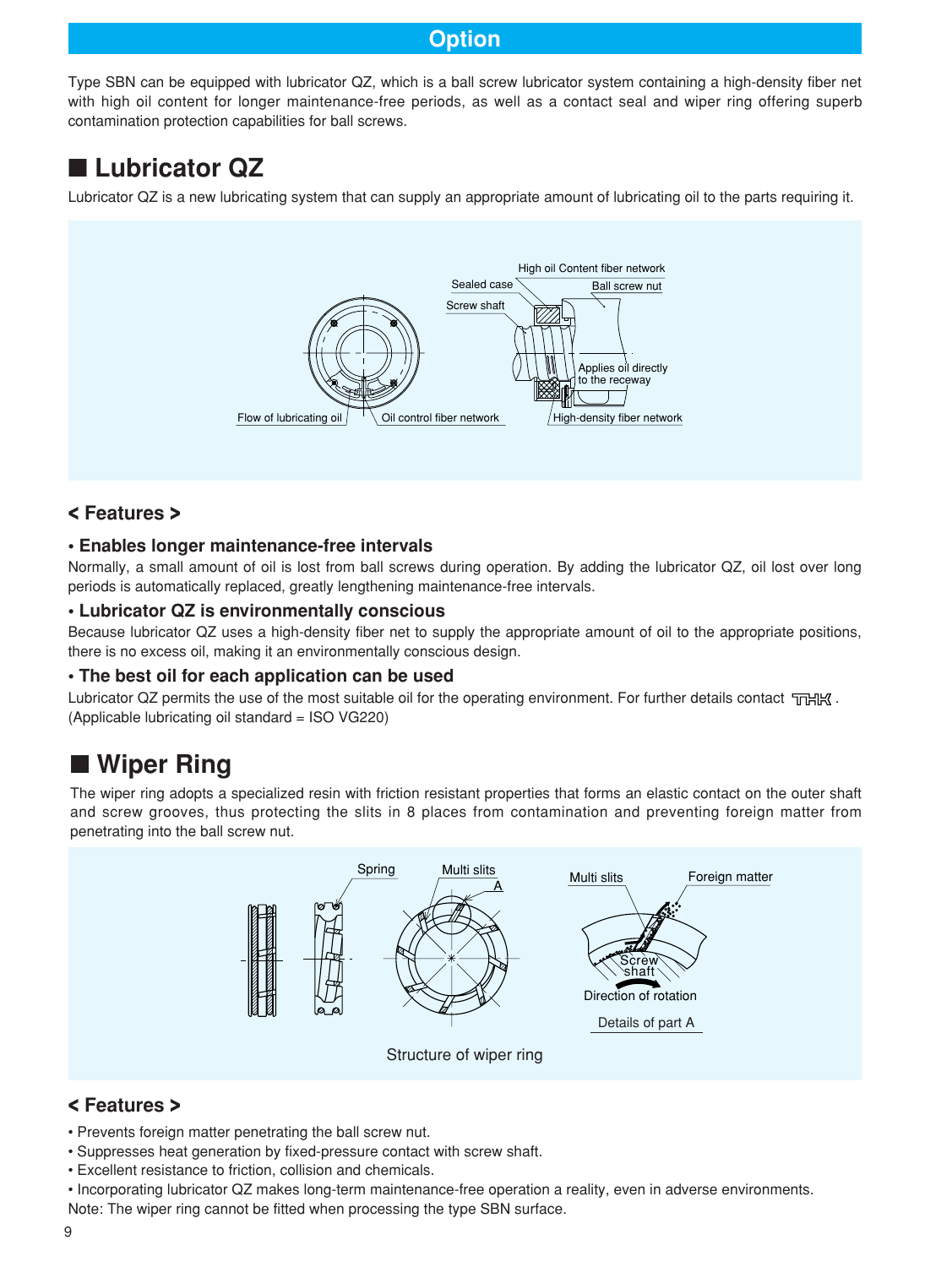# Option

Type SBN can be equipped with lubricator QZ, which is a ball screw lubricator system containing a high-density fiber net with high oil content for longer maintenance-free periods, as well as a contact seal and wiper ring offering superb contamination protection capabilities for ball screws.

## ■ Lubricator QZ

Lubricator QZ is a new lubricating system that can supply an appropriate amount of lubricating oil to the parts requiring it.

High oil Content fiber network
Sealed case
Ball screw nut
Screw shaft
Applies oil directly to the receway
Flow of lubricating oil
Oil control fiber network
High-density fiber network

### < Features >

**• Enables longer maintenance-free intervals**

Normally, a small amount of oil is lost from ball screws during operation. By adding the lubricator QZ, oil lost over long periods is automatically replaced, greatly lengthening maintenance-free intervals.

**• Lubricator QZ is environmentally conscious**

Because lubricator QZ uses a high-density fiber net to supply the appropriate amount of oil to the appropriate positions, there is no excess oil, making it an environmentally conscious design.

**• The best oil for each application can be used**

Lubricator QZ permits the use of the most suitable oil for the operating environment. For further details contact THK.
(Applicable lubricating oil standard = ISO VG220)

## ■ Wiper Ring

The wiper ring adopts a specialized resin with friction resistant properties that forms an elastic contact on the outer shaft and screw grooves, thus protecting the slits in 8 places from contamination and preventing foreign matter from penetrating into the ball screw nut.

Spring
Multi slits
A
Multi slits
Foreign matter
Screw shaft
Direction of rotation
Details of part A

Structure of wiper ring

### < Features >

- Prevents foreign matter penetrating the ball screw nut.
- Suppresses heat generation by fixed-pressure contact with screw shaft.
- Excellent resistance to friction, collision and chemicals.
- Incorporating lubricator QZ makes long-term maintenance-free operation a reality, even in adverse environments.

Note: The wiper ring cannot be fitted when processing the type SBN surface.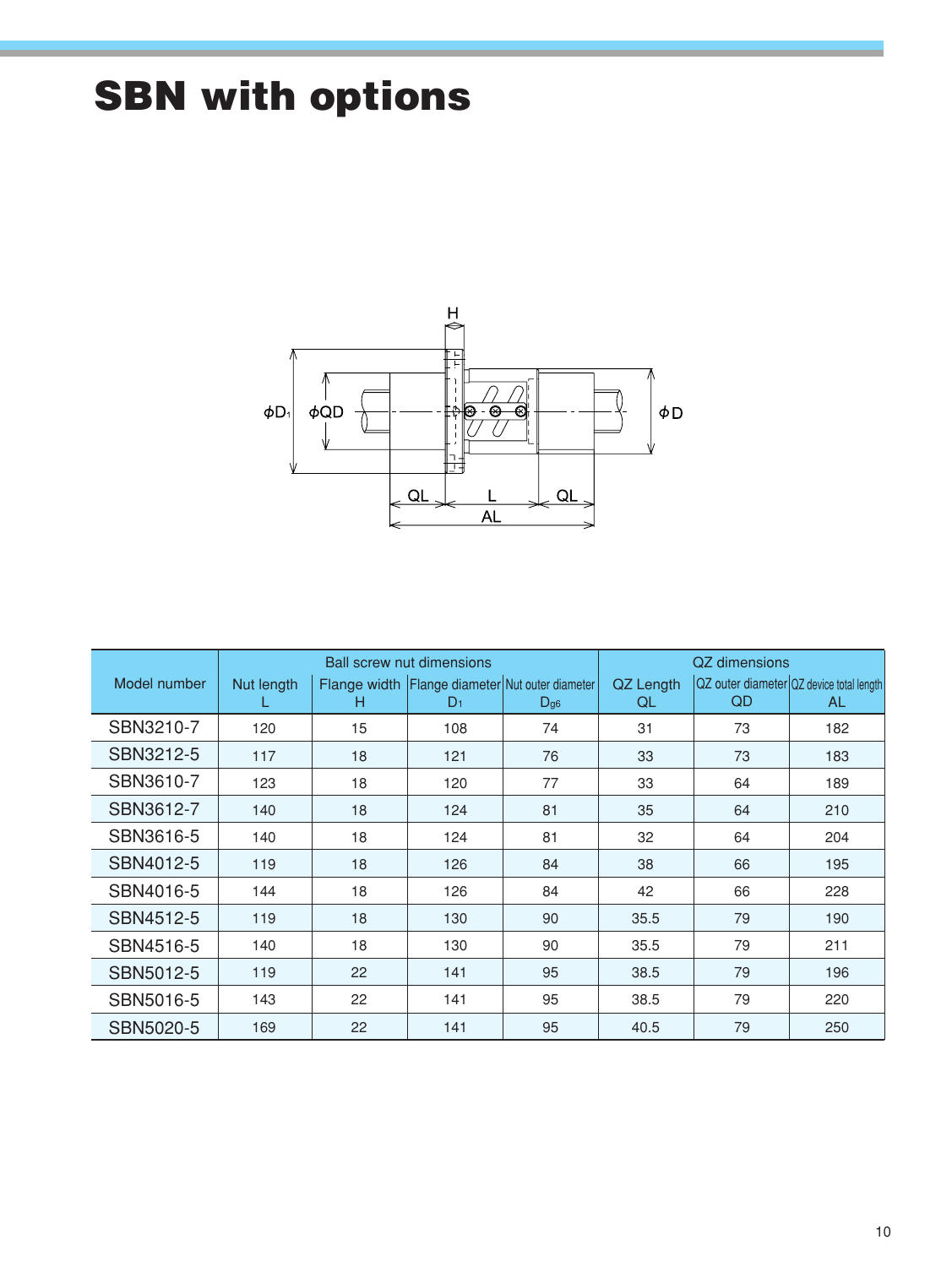# SBN with options

| Model number | Ball screw nut dimensions | | | | QZ dimensions | | |
|---|---|---|---|---|---|---|---|
| | Nut length L | Flange width H | Flange diameter $D_1$ | Nut outer diameter $D_{g6}$ | QZ Length QL | QZ outer diameter QD | QZ device total length AL |
| SBN3210-7 | 120 | 15 | 108 | 74 | 31 | 73 | 182 |
| SBN3212-5 | 117 | 18 | 121 | 76 | 33 | 73 | 183 |
| SBN3610-7 | 123 | 18 | 120 | 77 | 33 | 64 | 189 |
| SBN3612-7 | 140 | 18 | 124 | 81 | 35 | 64 | 210 |
| SBN3616-5 | 140 | 18 | 124 | 81 | 32 | 64 | 204 |
| SBN4012-5 | 119 | 18 | 126 | 84 | 38 | 66 | 195 |
| SBN4016-5 | 144 | 18 | 126 | 84 | 42 | 66 | 228 |
| SBN4512-5 | 119 | 18 | 130 | 90 | 35.5 | 79 | 190 |
| SBN4516-5 | 140 | 18 | 130 | 90 | 35.5 | 79 | 211 |
| SBN5012-5 | 119 | 22 | 141 | 95 | 38.5 | 79 | 196 |
| SBN5016-5 | 143 | 22 | 141 | 95 | 38.5 | 79 | 220 |
| SBN5020-5 | 169 | 22 | 141 | 95 | 40.5 | 79 | 250 |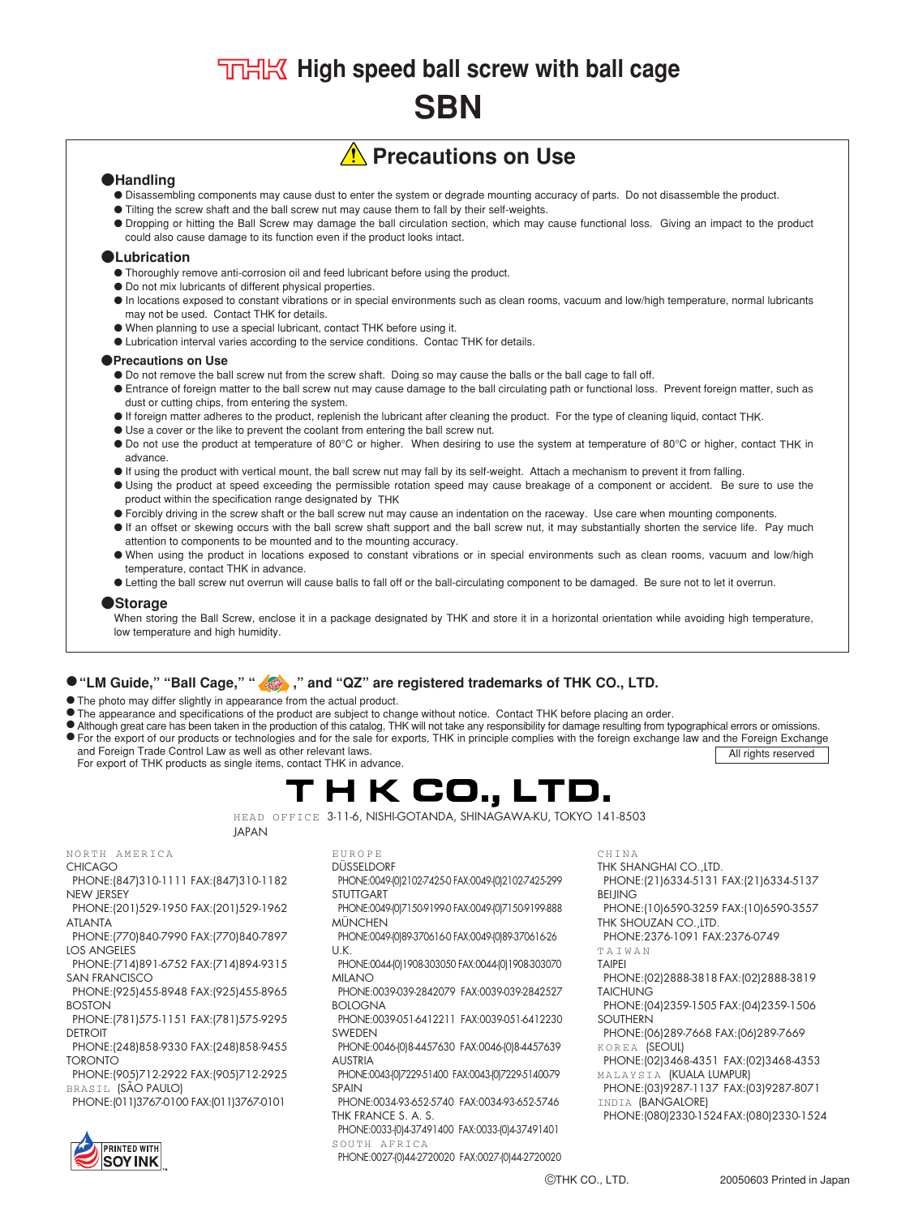# THK High speed ball screw with ball cage

# SBN

## ⚠ Precautions on Use

### ●Handling

- Disassembling components may cause dust to enter the system or degrade mounting accuracy of parts. Do not disassemble the product.
- Tilting the screw shaft and the ball screw nut may cause them to fall by their self-weights.
- Dropping or hitting the Ball Screw may damage the ball circulation section, which may cause functional loss. Giving an impact to the product could also cause damage to its function even if the product looks intact.

### ●Lubrication

- Thoroughly remove anti-corrosion oil and feed lubricant before using the product.
- Do not mix lubricants of different physical properties.
- In locations exposed to constant vibrations or in special environments such as clean rooms, vacuum and low/high temperature, normal lubricants may not be used. Contact THK for details.
- When planning to use a special lubricant, contact THK before using it.
- Lubrication interval varies according to the service conditions. Contac THK for details.

### ●Precautions on Use

- Do not remove the ball screw nut from the screw shaft. Doing so may cause the balls or the ball cage to fall off.
- Entrance of foreign matter to the ball screw nut may cause damage to the ball circulating path or functional loss. Prevent foreign matter, such as dust or cutting chips, from entering the system.
- If foreign matter adheres to the product, replenish the lubricant after cleaning the product. For the type of cleaning liquid, contact THK.
- Use a cover or the like to prevent the coolant from entering the ball screw nut.
- Do not use the product at temperature of 80°C or higher. When desiring to use the system at temperature of 80°C or higher, contact THK in advance.
- If using the product with vertical mount, the ball screw nut may fall by its self-weight. Attach a mechanism to prevent it from falling.
- Using the product at speed exceeding the permissible rotation speed may cause breakage of a component or accident. Be sure to use the product within the specification range designated by THK
- Forcibly driving in the screw shaft or the ball screw nut may cause an indentation on the raceway. Use care when mounting components.
- If an offset or skewing occurs with the ball screw shaft support and the ball screw nut, it may substantially shorten the service life. Pay much attention to components to be mounted and to the mounting accuracy.
- When using the product in locations exposed to constant vibrations or in special environments such as clean rooms, vacuum and low/high temperature, contact THK in advance.
- Letting the ball screw nut overrun will cause balls to fall off or the ball-circulating component to be damaged. Be sure not to let it overrun.

### ●Storage

When storing the Ball Screw, enclose it in a package designated by THK and store it in a horizontal orientation while avoiding high temperature, low temperature and high humidity.

**● "LM Guide," "Ball Cage," " ," and "QZ" are registered trademarks of THK CO., LTD.**

- The photo may differ slightly in appearance from the actual product.
- The appearance and specifications of the product are subject to change without notice. Contact THK before placing an order.
- Although great care has been taken in the production of this catalog, THK will not take any responsibility for damage resulting from typographical errors or omissions.
- For the export of our products or technologies and for the sale for exports, THK in principle complies with the foreign exchange law and the Foreign Exchange and Foreign Trade Control Law as well as other relevant laws.
  For export of THK products as single items, contact THK in advance.

All rights reserved

# THK CO., LTD.

HEAD OFFICE 3-11-6, NISHI-GOTANDA, SHINAGAWA-KU, TOKYO 141-8503 JAPAN

NORTH AMERICA
CHICAGO
PHONE:(847)310-1111 FAX:(847)310-1182
NEW JERSEY
PHONE:(201)529-1950 FAX:(201)529-1962
ATLANTA
PHONE:(770)840-7990 FAX:(770)840-7897
LOS ANGELES
PHONE:(714)891-6752 FAX:(714)894-9315
SAN FRANCISCO
PHONE:(925)455-8948 FAX:(925)455-8965
BOSTON
PHONE:(781)575-1151 FAX:(781)575-9295
DETROIT
PHONE:(248)858-9330 FAX:(248)858-9455
TORONTO
PHONE:(905)712-2922 FAX:(905)712-2925
BRASIL (SÃO PAULO)
PHONE:(011)3767-0100 FAX:(011)3767-0101

EUROPE
DÜSSELDORF
PHONE:0049-(0)2102-7425-0 FAX:0049-(0)2102-7425-299
STUTTGART
PHONE:0049-(0)7150-9199-0 FAX:0049-(0)7150-9199-888
MÜNCHEN
PHONE:0049-(0)89-370616-0 FAX:0049-(0)89-370616-26
U.K.
PHONE:0044-(0)1908-303050 FAX:0044-(0)1908-303070
MILANO
PHONE:0039-039-2842079 FAX:0039-039-2842527
BOLOGNA
PHONE:0039-051-6412211 FAX:0039-051-6412230
SWEDEN
PHONE:0046-(0)8-4457630 FAX:0046-(0)8-4457639
AUSTRIA
PHONE:0043-(0)7229-51400 FAX:0043-(0)7229-51400-79
SPAIN
PHONE:0034-93-652-5740 FAX:0034-93-652-5746
THK FRANCE S. A. S.
PHONE:0033-(0)4-37491400 FAX:0033-(0)4-37491401
SOUTH AFRICA
PHONE:0027-(0)44-2720020 FAX:0027-(0)44-2720020

CHINA
THK SHANGHAI CO.,LTD.
PHONE:(21)6334-5131 FAX:(21)6334-5137
BEIJING
PHONE:(10)6590-3259 FAX:(10)6590-3557
THK SHOUZAN CO.,LTD.
PHONE:2376-1091 FAX:2376-0749
TAIWAN
TAIPEI
PHONE:(02)2888-3818 FAX:(02)2888-3819
TAICHUNG
PHONE:(04)2359-1505 FAX:(04)2359-1506
SOUTHERN
PHONE:(06)289-7668 FAX:(06)289-7669
KOREA (SEOUL)
PHONE:(02)3468-4351 FAX:(02)3468-4353
MALAYSIA (KUALA LUMPUR)
PHONE:(03)9287-1137 FAX:(03)9287-8071
INDIA (BANGALORE)
PHONE:(080)2330-1524 FAX:(080)2330-1524

PRINTED WITH SOY INK

©THK CO., LTD.

20050603 Printed in Japan